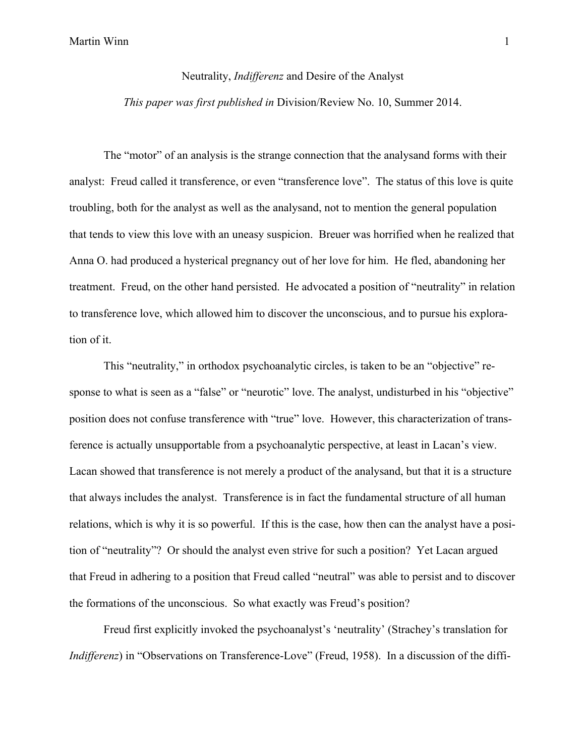# Neutrality, *Indifferenz* and Desire of the Analyst

*This paper was first published in* Division/Review No. 10, Summer 2014.

The "motor" of an analysis is the strange connection that the analysand forms with their analyst: Freud called it transference, or even "transference love". The status of this love is quite troubling, both for the analyst as well as the analysand, not to mention the general population that tends to view this love with an uneasy suspicion. Breuer was horrified when he realized that Anna O. had produced a hysterical pregnancy out of her love for him. He fled, abandoning her treatment. Freud, on the other hand persisted. He advocated a position of "neutrality" in relation to transference love, which allowed him to discover the unconscious, and to pursue his exploration of it.

This "neutrality," in orthodox psychoanalytic circles, is taken to be an "objective" response to what is seen as a "false" or "neurotic" love. The analyst, undisturbed in his "objective" position does not confuse transference with "true" love. However, this characterization of transference is actually unsupportable from a psychoanalytic perspective, at least in Lacan's view. Lacan showed that transference is not merely a product of the analysand, but that it is a structure that always includes the analyst. Transference is in fact the fundamental structure of all human relations, which is why it is so powerful. If this is the case, how then can the analyst have a position of "neutrality"? Or should the analyst even strive for such a position? Yet Lacan argued that Freud in adhering to a position that Freud called "neutral" was able to persist and to discover the formations of the unconscious. So what exactly was Freud's position?

Freud first explicitly invoked the psychoanalyst's 'neutrality' (Strachey's translation for *Indifferenz*) in "Observations on Transference-Love" (Freud, 1958). In a discussion of the diffi-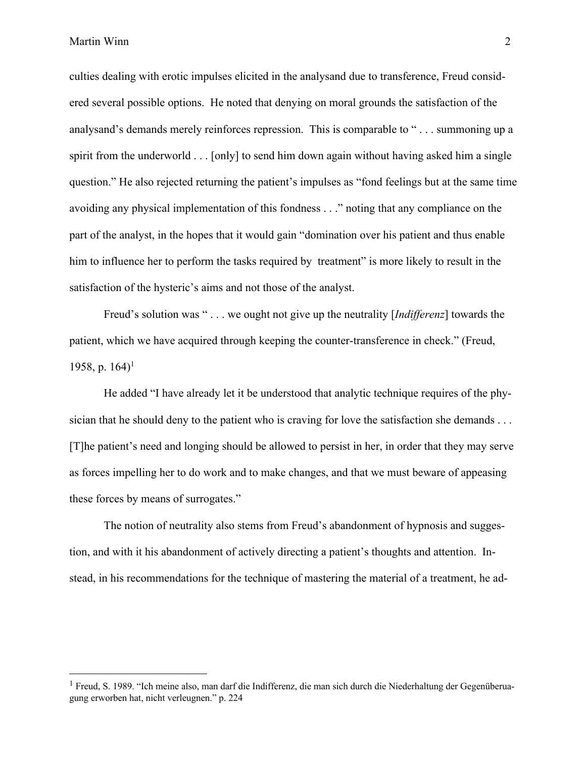culties dealing with erotic impulses elicited in the analysand due to transference, Freud considered several possible options. He noted that denying on moral grounds the satisfaction of the analysand's demands merely reinforces repression. This is comparable to " . . . summoning up a spirit from the underworld . . . [only] to send him down again without having asked him a single question." He also rejected returning the patient's impulses as "fond feelings but at the same time avoiding any physical implementation of this fondness . . ." noting that any compliance on the part of the analyst, in the hopes that it would gain "domination over his patient and thus enable him to influence her to perform the tasks required by treatment" is more likely to result in the satisfaction of the hysteric's aims and not those of the analyst.

Freud's solution was " . . . we ought not give up the neutrality [*Indifferenz*] towards the patient, which we have acquired through keeping the counter-transference in check." (Freud, 1958, p. 164)[1]

He added "I have already let it be understood that analytic technique requires of the physician that he should deny to the patient who is craving for love the satisfaction she demands . . . [T]he patient's need and longing should be allowed to persist in her, in order that they may serve as forces impelling her to do work and to make changes, and that we must beware of appeasing these forces by means of surrogates."

The notion of neutrality also stems from Freud's abandonment of hypnosis and suggestion, and with it his abandonment of actively directing a patient's thoughts and attention. Instead, in his recommendations for the technique of mastering the material of a treatment, he ad-

[1] Freud, S. 1989. "Ich meine also, man darf die Indifferenz, die man sich durch die Niederhaltung der Gegenüberuagung erworben hat, nicht verleugnen." p. 224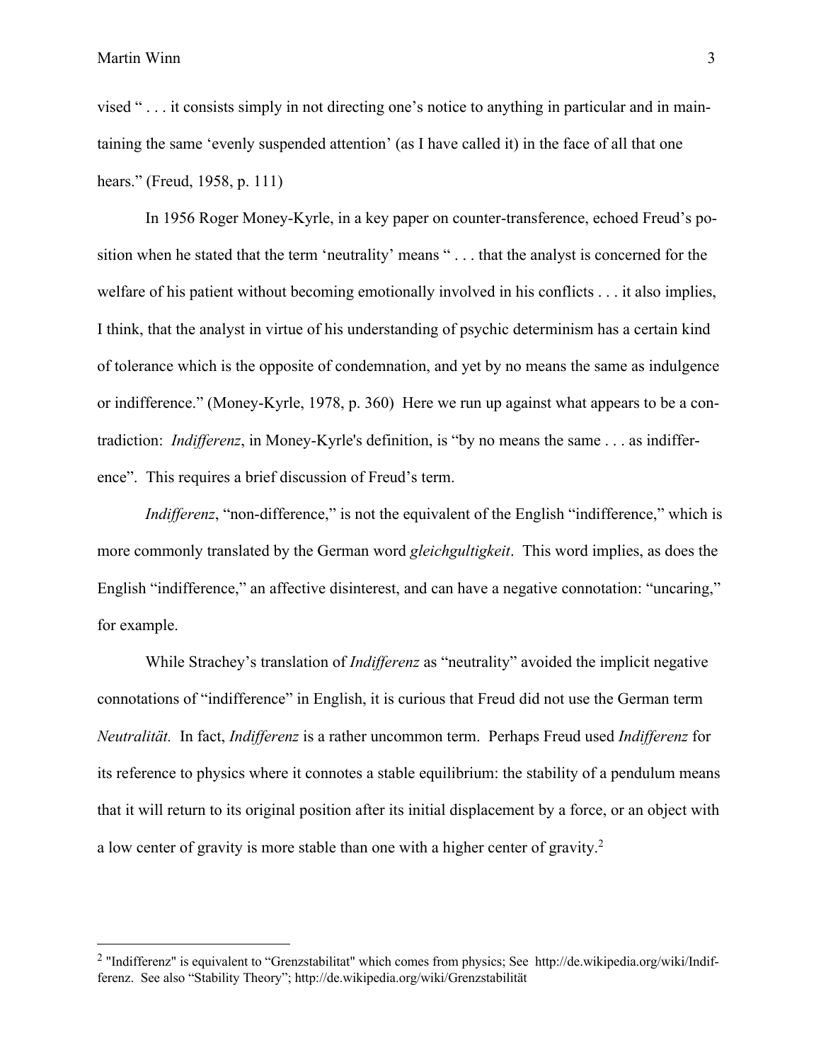vised " . . . it consists simply in not directing one's notice to anything in particular and in maintaining the same 'evenly suspended attention' (as I have called it) in the face of all that one hears." (Freud, 1958, p. 111)

In 1956 Roger Money-Kyrle, in a key paper on counter-transference, echoed Freud's position when he stated that the term 'neutrality' means " . . . that the analyst is concerned for the welfare of his patient without becoming emotionally involved in his conflicts . . . it also implies, I think, that the analyst in virtue of his understanding of psychic determinism has a certain kind of tolerance which is the opposite of condemnation, and yet by no means the same as indulgence or indifference." (Money-Kyrle, 1978, p. 360) Here we run up against what appears to be a contradiction: *Indifferenz*, in Money-Kyrle's definition, is "by no means the same . . . as indifference". This requires a brief discussion of Freud's term.

*Indifferenz*, "non-difference," is not the equivalent of the English "indifference," which is more commonly translated by the German word *gleichgultigkeit*. This word implies, as does the English "indifference," an affective disinterest, and can have a negative connotation: "uncaring," for example.

While Strachey's translation of *Indifferenz* as "neutrality" avoided the implicit negative connotations of "indifference" in English, it is curious that Freud did not use the German term *Neutralität.* In fact, *Indifferenz* is a rather uncommon term. Perhaps Freud used *Indifferenz* for its reference to physics where it connotes a stable equilibrium: the stability of a pendulum means that it will return to its original position after its initial displacement by a force, or an object with a low center of gravity is more stable than one with a higher center of gravity.[2]

---

[2] "Indifferenz" is equivalent to "Grenzstabilitat" which comes from physics; See http://de.wikipedia.org/wiki/Indifferenz. See also "Stability Theory"; http://de.wikipedia.org/wiki/Grenzstabilität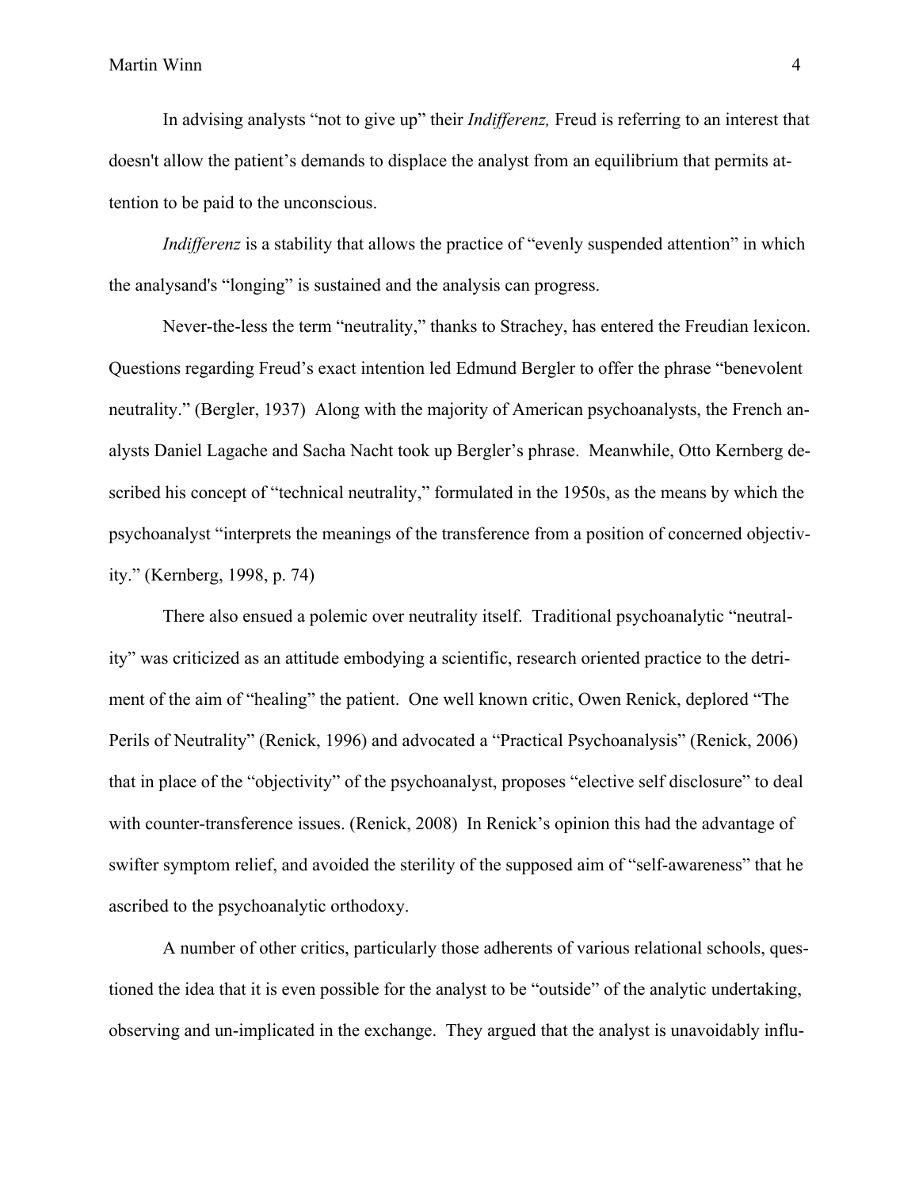In advising analysts "not to give up" their *Indifferenz,* Freud is referring to an interest that doesn't allow the patient's demands to displace the analyst from an equilibrium that permits attention to be paid to the unconscious.

*Indifferenz* is a stability that allows the practice of "evenly suspended attention" in which the analysand's "longing" is sustained and the analysis can progress.

Never-the-less the term "neutrality," thanks to Strachey, has entered the Freudian lexicon. Questions regarding Freud's exact intention led Edmund Bergler to offer the phrase "benevolent neutrality." (Bergler, 1937) Along with the majority of American psychoanalysts, the French analysts Daniel Lagache and Sacha Nacht took up Bergler's phrase. Meanwhile, Otto Kernberg described his concept of "technical neutrality," formulated in the 1950s, as the means by which the psychoanalyst "interprets the meanings of the transference from a position of concerned objectivity." (Kernberg, 1998, p. 74)

There also ensued a polemic over neutrality itself. Traditional psychoanalytic "neutrality" was criticized as an attitude embodying a scientific, research oriented practice to the detriment of the aim of "healing" the patient. One well known critic, Owen Renick, deplored "The Perils of Neutrality" (Renick, 1996) and advocated a "Practical Psychoanalysis" (Renick, 2006) that in place of the "objectivity" of the psychoanalyst, proposes "elective self disclosure" to deal with counter-transference issues. (Renick, 2008) In Renick's opinion this had the advantage of swifter symptom relief, and avoided the sterility of the supposed aim of "self-awareness" that he ascribed to the psychoanalytic orthodoxy.

A number of other critics, particularly those adherents of various relational schools, questioned the idea that it is even possible for the analyst to be "outside" of the analytic undertaking, observing and un-implicated in the exchange. They argued that the analyst is unavoidably influ-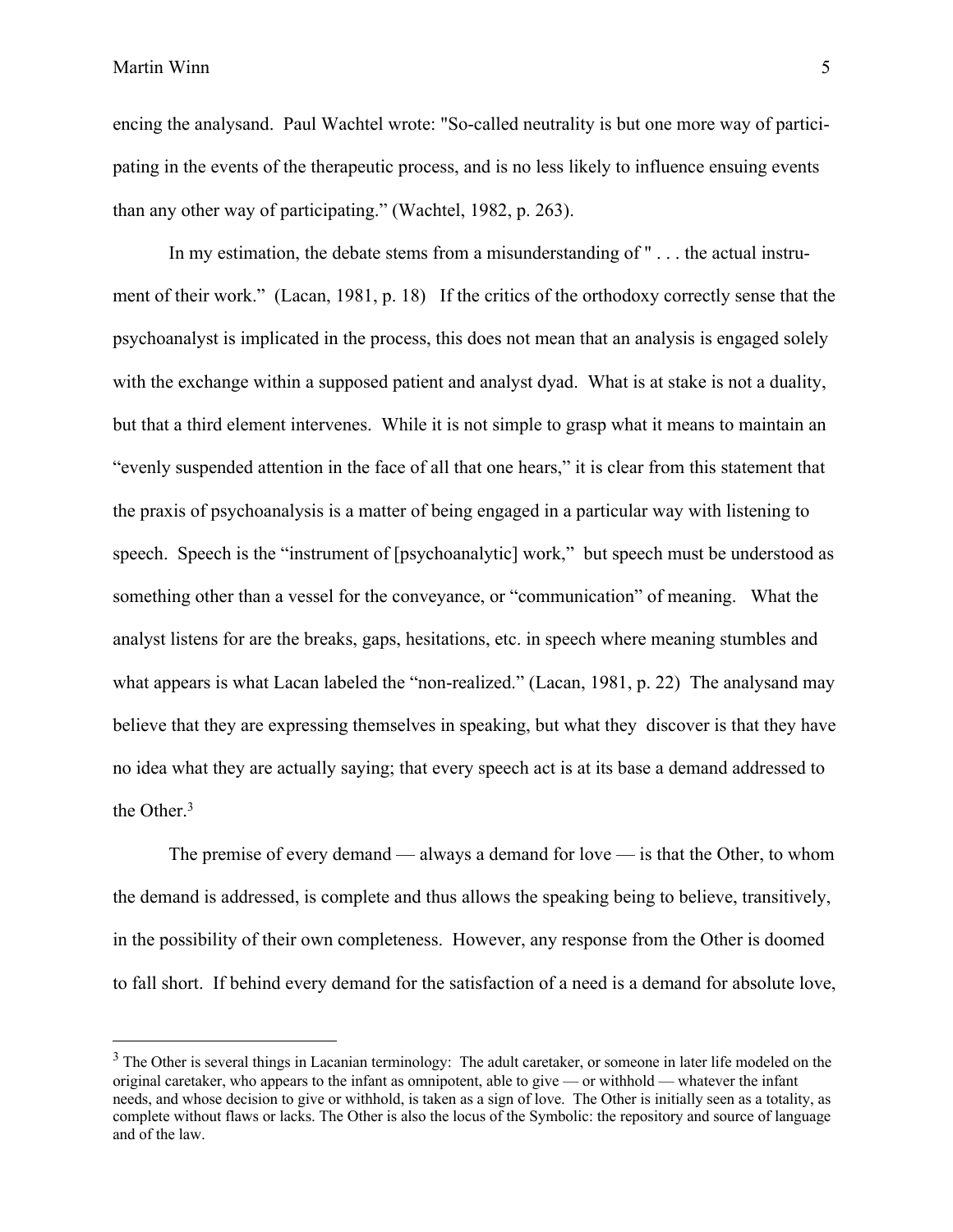encing the analysand. Paul Wachtel wrote: "So-called neutrality is but one more way of participating in the events of the therapeutic process, and is no less likely to influence ensuing events than any other way of participating." (Wachtel, 1982, p. 263).

In my estimation, the debate stems from a misunderstanding of " . . . the actual instrument of their work." (Lacan, 1981, p. 18) If the critics of the orthodoxy correctly sense that the psychoanalyst is implicated in the process, this does not mean that an analysis is engaged solely with the exchange within a supposed patient and analyst dyad. What is at stake is not a duality, but that a third element intervenes. While it is not simple to grasp what it means to maintain an "evenly suspended attention in the face of all that one hears," it is clear from this statement that the praxis of psychoanalysis is a matter of being engaged in a particular way with listening to speech. Speech is the "instrument of [psychoanalytic] work," but speech must be understood as something other than a vessel for the conveyance, or "communication" of meaning. What the analyst listens for are the breaks, gaps, hesitations, etc. in speech where meaning stumbles and what appears is what Lacan labeled the "non-realized." (Lacan, 1981, p. 22) The analysand may believe that they are expressing themselves in speaking, but what they discover is that they have no idea what they are actually saying; that every speech act is at its base a demand addressed to the Other.[3]

The premise of every demand — always a demand for love — is that the Other, to whom the demand is addressed, is complete and thus allows the speaking being to believe, transitively, in the possibility of their own completeness. However, any response from the Other is doomed to fall short. If behind every demand for the satisfaction of a need is a demand for absolute love,

---

[3] The Other is several things in Lacanian terminology: The adult caretaker, or someone in later life modeled on the original caretaker, who appears to the infant as omnipotent, able to give — or withhold — whatever the infant needs, and whose decision to give or withhold, is taken as a sign of love. The Other is initially seen as a totality, as complete without flaws or lacks. The Other is also the locus of the Symbolic: the repository and source of language and of the law.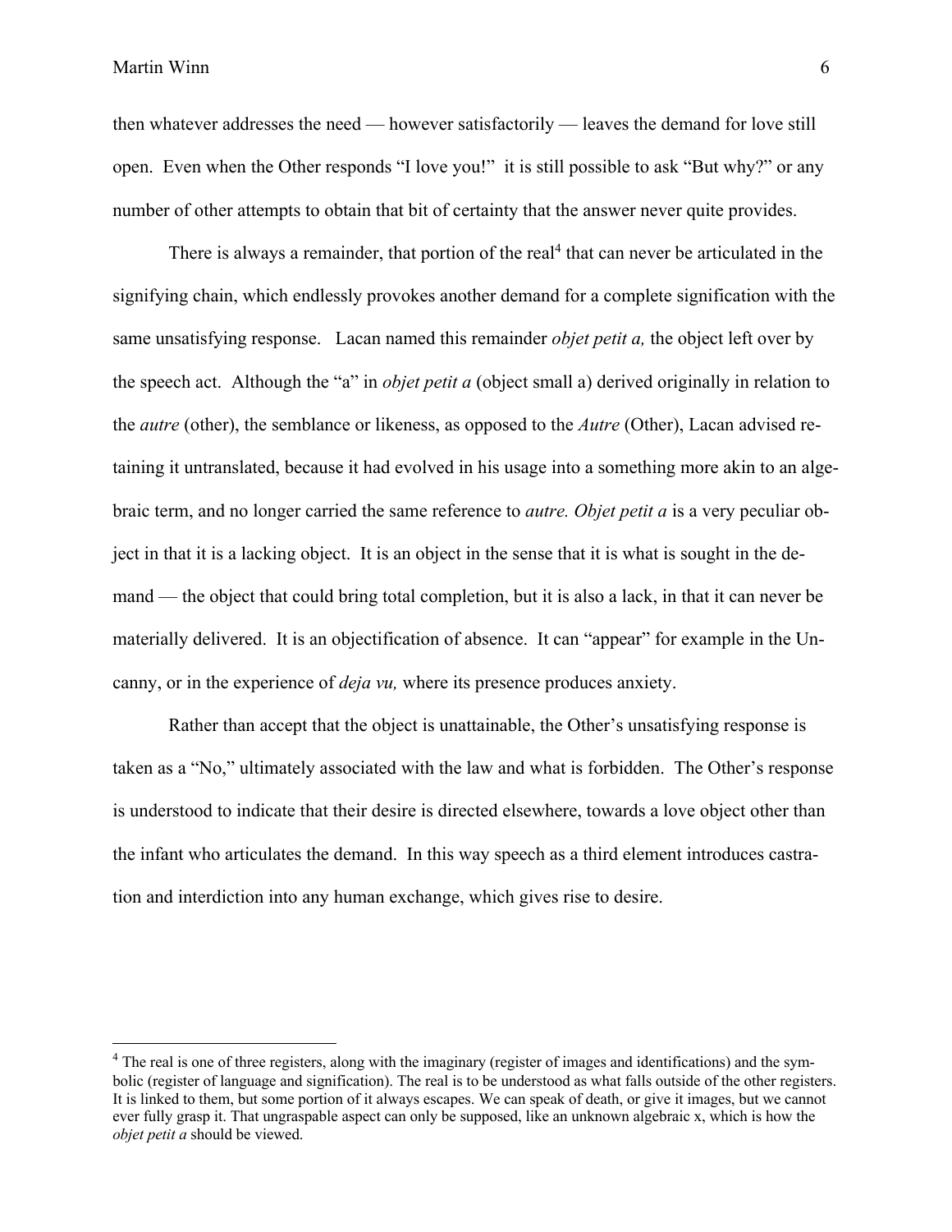then whatever addresses the need — however satisfactorily — leaves the demand for love still open. Even when the Other responds "I love you!" it is still possible to ask "But why?" or any number of other attempts to obtain that bit of certainty that the answer never quite provides.

There is always a remainder, that portion of the real[4] that can never be articulated in the signifying chain, which endlessly provokes another demand for a complete signification with the same unsatisfying response. Lacan named this remainder *objet petit a,* the object left over by the speech act. Although the "a" in *objet petit a* (object small a) derived originally in relation to the *autre* (other), the semblance or likeness, as opposed to the *Autre* (Other), Lacan advised retaining it untranslated, because it had evolved in his usage into a something more akin to an algebraic term, and no longer carried the same reference to *autre. Objet petit a* is a very peculiar object in that it is a lacking object. It is an object in the sense that it is what is sought in the demand — the object that could bring total completion, but it is also a lack, in that it can never be materially delivered. It is an objectification of absence. It can "appear" for example in the Uncanny, or in the experience of *deja vu,* where its presence produces anxiety.

Rather than accept that the object is unattainable, the Other's unsatisfying response is taken as a "No," ultimately associated with the law and what is forbidden. The Other's response is understood to indicate that their desire is directed elsewhere, towards a love object other than the infant who articulates the demand. In this way speech as a third element introduces castration and interdiction into any human exchange, which gives rise to desire.

[4] The real is one of three registers, along with the imaginary (register of images and identifications) and the symbolic (register of language and signification). The real is to be understood as what falls outside of the other registers. It is linked to them, but some portion of it always escapes. We can speak of death, or give it images, but we cannot ever fully grasp it. That ungraspable aspect can only be supposed, like an unknown algebraic x, which is how the *objet petit a* should be viewed.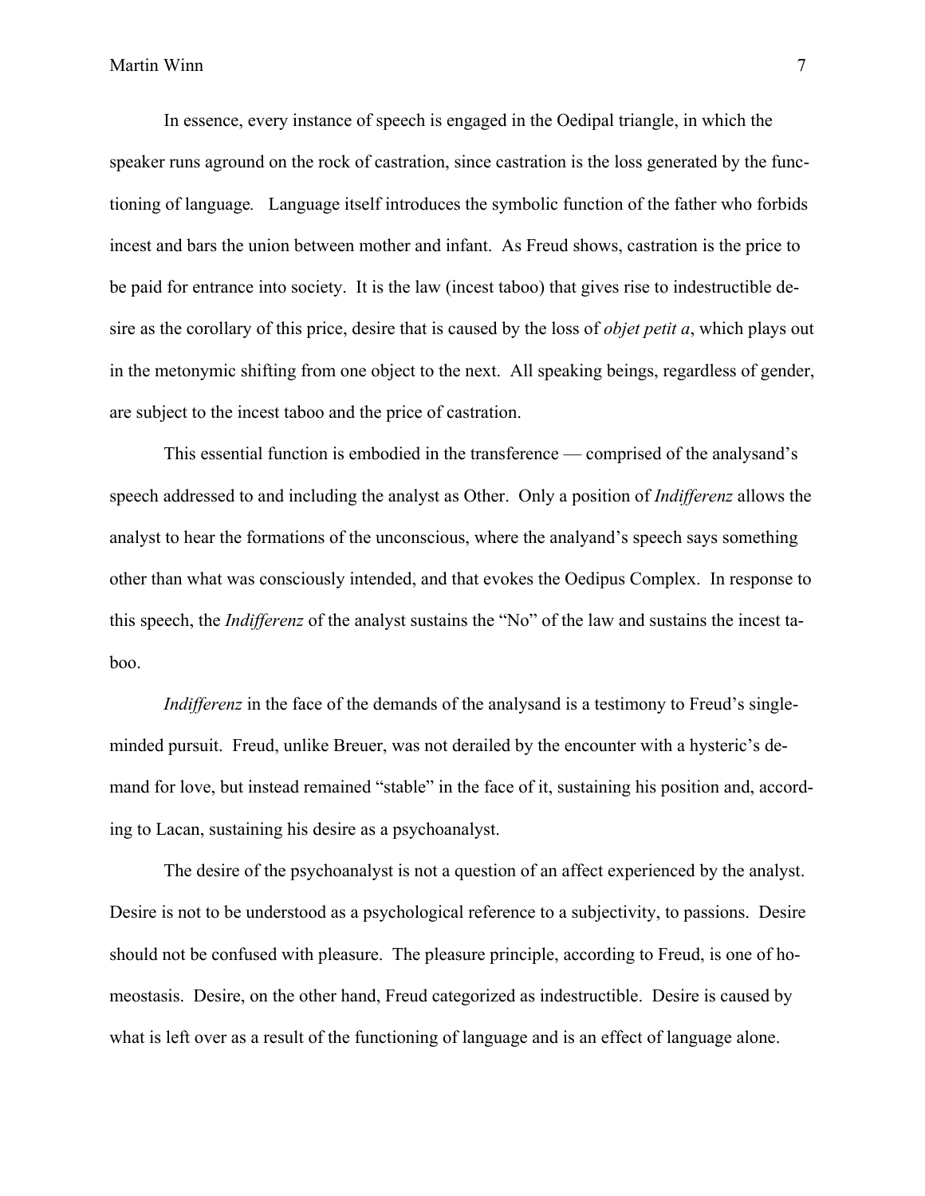In essence, every instance of speech is engaged in the Oedipal triangle, in which the speaker runs aground on the rock of castration, since castration is the loss generated by the functioning of language. Language itself introduces the symbolic function of the father who forbids incest and bars the union between mother and infant. As Freud shows, castration is the price to be paid for entrance into society. It is the law (incest taboo) that gives rise to indestructible desire as the corollary of this price, desire that is caused by the loss of *objet petit a*, which plays out in the metonymic shifting from one object to the next. All speaking beings, regardless of gender, are subject to the incest taboo and the price of castration.

This essential function is embodied in the transference — comprised of the analysand's speech addressed to and including the analyst as Other. Only a position of *Indifferenz* allows the analyst to hear the formations of the unconscious, where the analyand's speech says something other than what was consciously intended, and that evokes the Oedipus Complex. In response to this speech, the *Indifferenz* of the analyst sustains the "No" of the law and sustains the incest taboo.

*Indifferenz* in the face of the demands of the analysand is a testimony to Freud's single-minded pursuit. Freud, unlike Breuer, was not derailed by the encounter with a hysteric's demand for love, but instead remained "stable" in the face of it, sustaining his position and, according to Lacan, sustaining his desire as a psychoanalyst.

The desire of the psychoanalyst is not a question of an affect experienced by the analyst. Desire is not to be understood as a psychological reference to a subjectivity, to passions. Desire should not be confused with pleasure. The pleasure principle, according to Freud, is one of homeostasis. Desire, on the other hand, Freud categorized as indestructible. Desire is caused by what is left over as a result of the functioning of language and is an effect of language alone.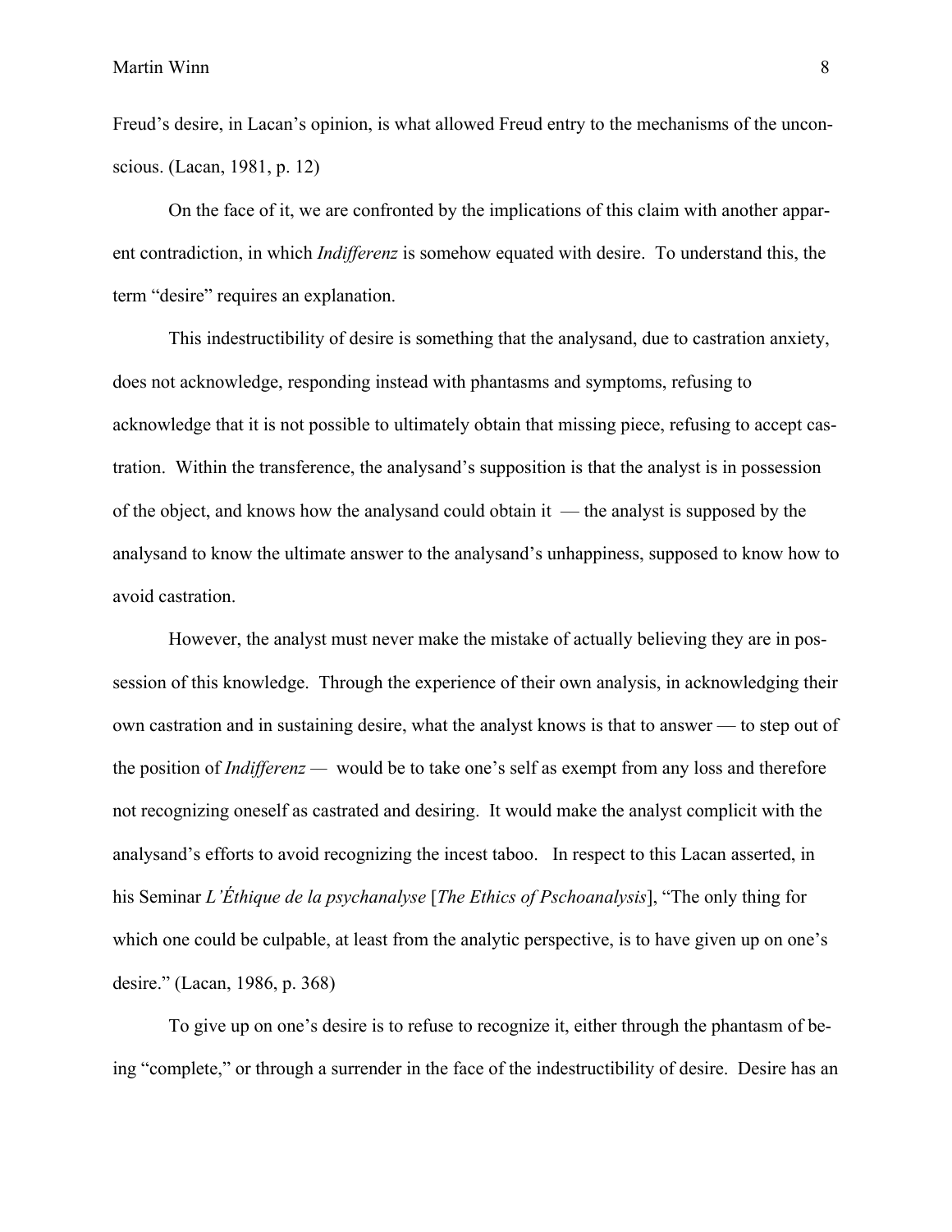Freud's desire, in Lacan's opinion, is what allowed Freud entry to the mechanisms of the unconscious. (Lacan, 1981, p. 12)

On the face of it, we are confronted by the implications of this claim with another apparent contradiction, in which *Indifferenz* is somehow equated with desire. To understand this, the term "desire" requires an explanation.

This indestructibility of desire is something that the analysand, due to castration anxiety, does not acknowledge, responding instead with phantasms and symptoms, refusing to acknowledge that it is not possible to ultimately obtain that missing piece, refusing to accept castration. Within the transference, the analysand's supposition is that the analyst is in possession of the object, and knows how the analysand could obtain it — the analyst is supposed by the analysand to know the ultimate answer to the analysand's unhappiness, supposed to know how to avoid castration.

However, the analyst must never make the mistake of actually believing they are in possession of this knowledge. Through the experience of their own analysis, in acknowledging their own castration and in sustaining desire, what the analyst knows is that to answer — to step out of the position of *Indifferenz* — would be to take one's self as exempt from any loss and therefore not recognizing oneself as castrated and desiring. It would make the analyst complicit with the analysand's efforts to avoid recognizing the incest taboo. In respect to this Lacan asserted, in his Seminar *L'Éthique de la psychanalyse* [*The Ethics of Pschoanalysis*], "The only thing for which one could be culpable, at least from the analytic perspective, is to have given up on one's desire." (Lacan, 1986, p. 368)

To give up on one's desire is to refuse to recognize it, either through the phantasm of being "complete," or through a surrender in the face of the indestructibility of desire. Desire has an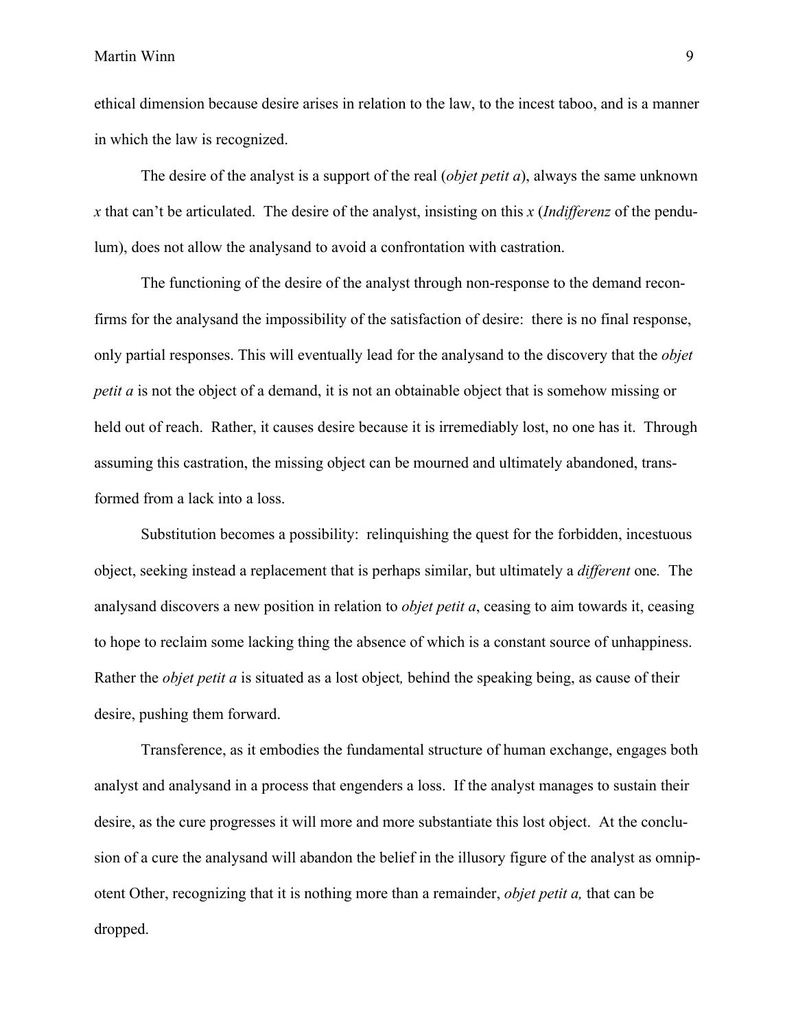ethical dimension because desire arises in relation to the law, to the incest taboo, and is a manner in which the law is recognized.

The desire of the analyst is a support of the real (*objet petit a*), always the same unknown *x* that can't be articulated. The desire of the analyst, insisting on this *x* (*Indifferenz* of the pendulum), does not allow the analysand to avoid a confrontation with castration.

The functioning of the desire of the analyst through non-response to the demand reconfirms for the analysand the impossibility of the satisfaction of desire: there is no final response, only partial responses. This will eventually lead for the analysand to the discovery that the *objet petit a* is not the object of a demand, it is not an obtainable object that is somehow missing or held out of reach. Rather, it causes desire because it is irremediably lost, no one has it. Through assuming this castration, the missing object can be mourned and ultimately abandoned, transformed from a lack into a loss.

Substitution becomes a possibility: relinquishing the quest for the forbidden, incestuous object, seeking instead a replacement that is perhaps similar, but ultimately a *different* one. The analysand discovers a new position in relation to *objet petit a*, ceasing to aim towards it, ceasing to hope to reclaim some lacking thing the absence of which is a constant source of unhappiness. Rather the *objet petit a* is situated as a lost object, behind the speaking being, as cause of their desire, pushing them forward.

Transference, as it embodies the fundamental structure of human exchange, engages both analyst and analysand in a process that engenders a loss. If the analyst manages to sustain their desire, as the cure progresses it will more and more substantiate this lost object. At the conclusion of a cure the analysand will abandon the belief in the illusory figure of the analyst as omnipotent Other, recognizing that it is nothing more than a remainder, *objet petit a,* that can be dropped.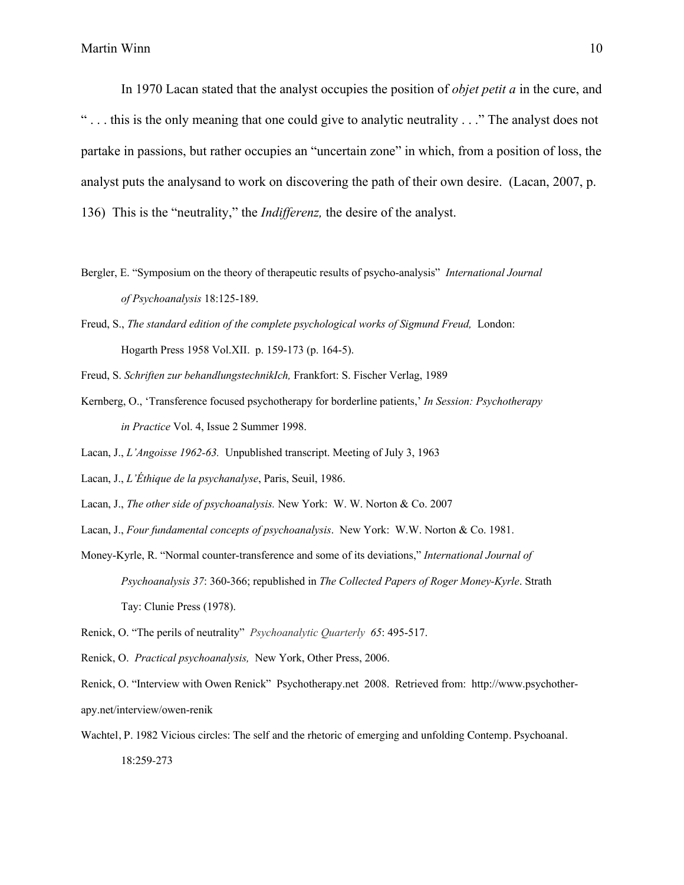In 1970 Lacan stated that the analyst occupies the position of *objet petit a* in the cure, and " . . . this is the only meaning that one could give to analytic neutrality . . ." The analyst does not partake in passions, but rather occupies an "uncertain zone" in which, from a position of loss, the analyst puts the analysand to work on discovering the path of their own desire. (Lacan, 2007, p. 136) This is the "neutrality," the *Indifferenz,* the desire of the analyst.

Bergler, E. "Symposium on the theory of therapeutic results of psycho-analysis" *International Journal of Psychoanalysis* 18:125-189.

Freud, S., *The standard edition of the complete psychological works of Sigmund Freud,* London: Hogarth Press 1958 Vol.XII. p. 159-173 (p. 164-5).

Freud, S. *Schriften zur behandlungstechnikIch,* Frankfort: S. Fischer Verlag, 1989

Kernberg, O., 'Transference focused psychotherapy for borderline patients,' *In Session: Psychotherapy in Practice* Vol. 4, Issue 2 Summer 1998.

Lacan, J., *L'Angoisse 1962-63.* Unpublished transcript. Meeting of July 3, 1963

Lacan, J., *L'Éthique de la psychanalyse*, Paris, Seuil, 1986.

Lacan, J., *The other side of psychoanalysis.* New York: W. W. Norton & Co. 2007

Lacan, J., *Four fundamental concepts of psychoanalysis*. New York: W.W. Norton & Co. 1981.

Money-Kyrle, R. "Normal counter-transference and some of its deviations," *International Journal of Psychoanalysis 37*: 360-366; republished in *The Collected Papers of Roger Money-Kyrle*. Strath Tay: Clunie Press (1978).

Renick, O. "The perils of neutrality" *Psychoanalytic Quarterly 65*: 495-517.

Renick, O. *Practical psychoanalysis,* New York, Other Press, 2006.

Renick, O. "Interview with Owen Renick" Psychotherapy.net 2008. Retrieved from: http://www.psychotherapy.net/interview/owen-renik

Wachtel, P. 1982 Vicious circles: The self and the rhetoric of emerging and unfolding Contemp. Psychoanal. 18:259-273